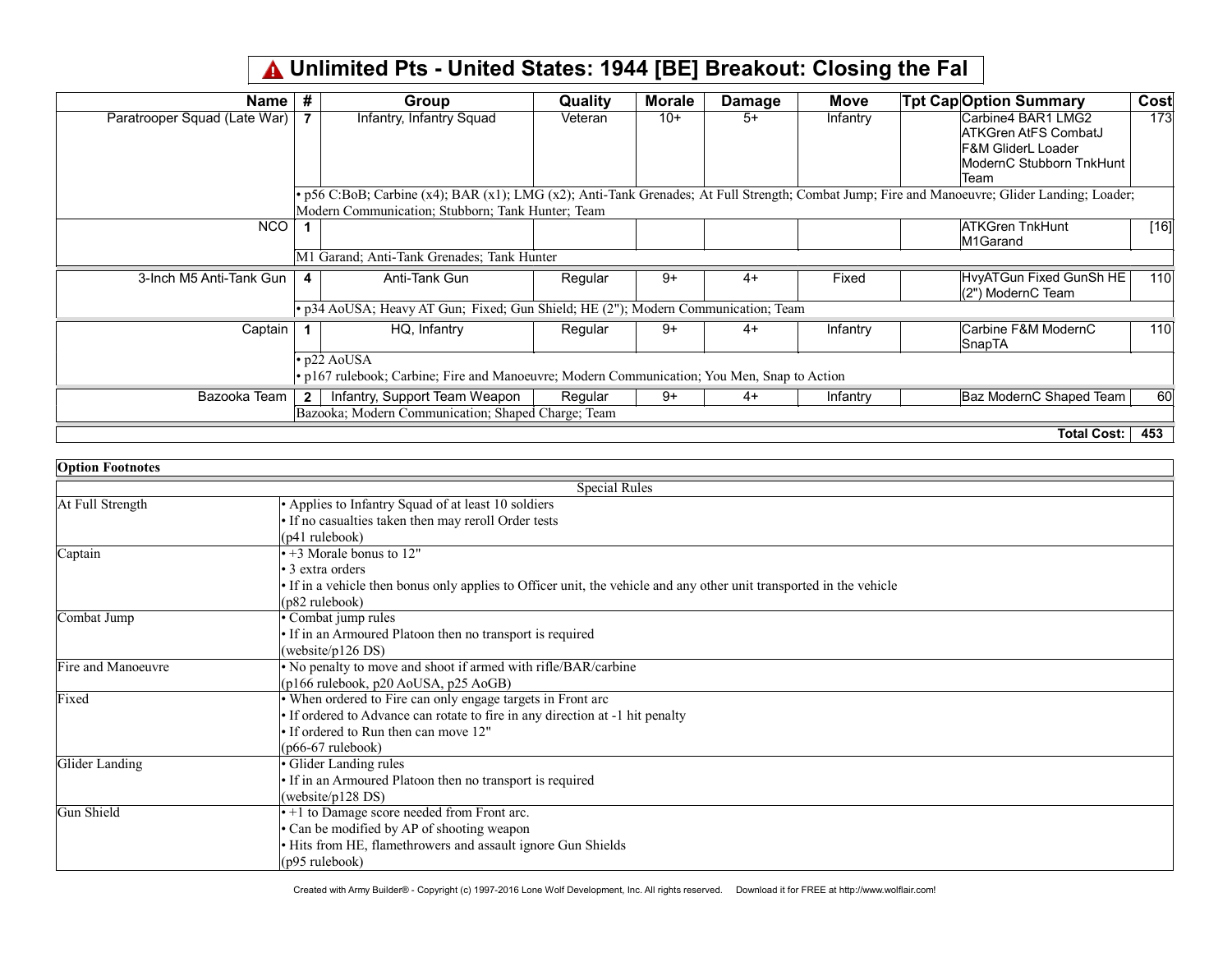# Unlimited Pts - United States: 1944 [BE] Breakout: Closing the Fal

| Name | # | Group | Quality | Morale | Damage | Move | Tpt Cap | Option Summary | Cost |
|---|---|---|---|---|---|---|---|---|---|
| Paratrooper Squad (Late War) | 7 | Infantry, Infantry Squad | Veteran | 10+ | 5+ | Infantry | | Carbine4 BAR1 LMG2 ATKGren AtFS CombatJ F&M GliderL Loader ModernC Stubborn TnkHunt Team | 173 |
| | • p56 C:BoB; Carbine (x4); BAR (x1); LMG (x2); Anti-Tank Grenades; At Full Strength; Combat Jump; Fire and Manoeuvre; Glider Landing; Loader; Modern Communication; Stubborn; Tank Hunter; Team | | | | | | | | |
| NCO | 1 | | | | | | | ATKGren TnkHunt M1Garand | [16] |
| | M1 Garand; Anti-Tank Grenades; Tank Hunter | | | | | | | | |
| 3-Inch M5 Anti-Tank Gun | 4 | Anti-Tank Gun | Regular | 9+ | 4+ | Fixed | | HvyATGun Fixed GunSh HE (2") ModernC Team | 110 |
| | • p34 AoUSA; Heavy AT Gun; Fixed; Gun Shield; HE (2"); Modern Communication; Team | | | | | | | | |
| Captain | 1 | HQ, Infantry | Regular | 9+ | 4+ | Infantry | | Carbine F&M ModernC SnapTA | 110 |
| | • p22 AoUSA<br>• p167 rulebook; Carbine; Fire and Manoeuvre; Modern Communication; You Men, Snap to Action | | | | | | | | |
| Bazooka Team | 2 | Infantry, Support Team Weapon | Regular | 9+ | 4+ | Infantry | | Baz ModernC Shaped Team | 60 |
| | Bazooka; Modern Communication; Shaped Charge; Team | | | | | | | | |
| | | | | | | | | **Total Cost:** | **453** |

**Option Footnotes**

| Special Rules | |
|---|---|
| At Full Strength | • Applies to Infantry Squad of at least 10 soldiers<br>• If no casualties taken then may reroll Order tests<br>(p41 rulebook) |
| Captain | • +3 Morale bonus to 12"<br>• 3 extra orders<br>• If in a vehicle then bonus only applies to Officer unit, the vehicle and any other unit transported in the vehicle<br>(p82 rulebook) |
| Combat Jump | • Combat jump rules<br>• If in an Armoured Platoon then no transport is required<br>(website/p126 DS) |
| Fire and Manoeuvre | • No penalty to move and shoot if armed with rifle/BAR/carbine<br>(p166 rulebook, p20 AoUSA, p25 AoGB) |
| Fixed | • When ordered to Fire can only engage targets in Front arc<br>• If ordered to Advance can rotate to fire in any direction at -1 hit penalty<br>• If ordered to Run then can move 12"<br>(p66-67 rulebook) |
| Glider Landing | • Glider Landing rules<br>• If in an Armoured Platoon then no transport is required<br>(website/p128 DS) |
| Gun Shield | • +1 to Damage score needed from Front arc.<br>• Can be modified by AP of shooting weapon<br>• Hits from HE, flamethrowers and assault ignore Gun Shields<br>(p95 rulebook) |

Created with Army Builder® - Copyright (c) 1997-2016 Lone Wolf Development, Inc. All rights reserved. Download it for FREE at http://www.wolflair.com!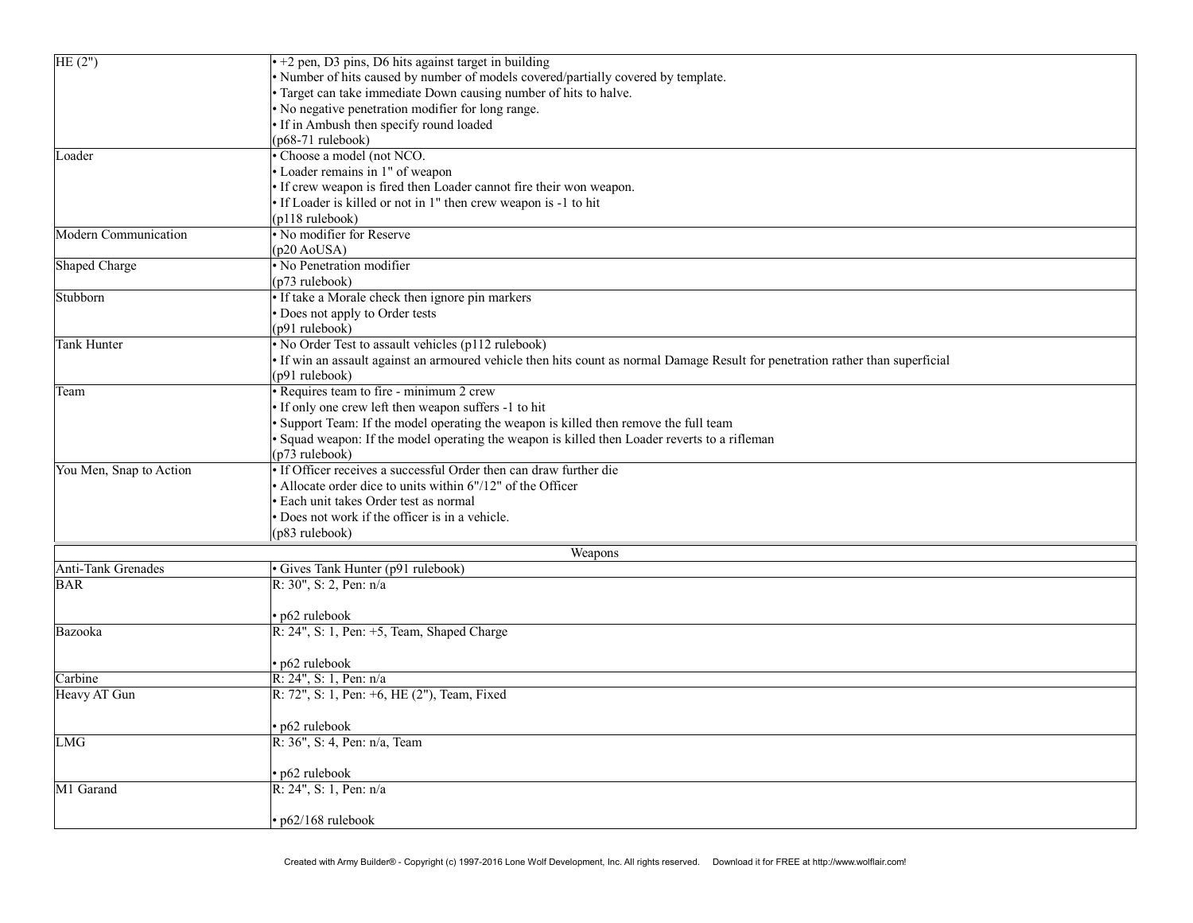| | |
|---|---|
| HE (2") | • +2 pen, D3 pins, D6 hits against target in building<br>• Number of hits caused by number of models covered/partially covered by template.<br>• Target can take immediate Down causing number of hits to halve.<br>• No negative penetration modifier for long range.<br>• If in Ambush then specify round loaded<br>(p68-71 rulebook) |
| Loader | • Choose a model (not NCO.<br>• Loader remains in 1" of weapon<br>• If crew weapon is fired then Loader cannot fire their won weapon.<br>• If Loader is killed or not in 1" then crew weapon is -1 to hit<br>(p118 rulebook) |
| Modern Communication | • No modifier for Reserve<br>(p20 AoUSA) |
| Shaped Charge | • No Penetration modifier<br>(p73 rulebook) |
| Stubborn | • If take a Morale check then ignore pin markers<br>• Does not apply to Order tests<br>(p91 rulebook) |
| Tank Hunter | • No Order Test to assault vehicles (p112 rulebook)<br>• If win an assault against an armoured vehicle then hits count as normal Damage Result for penetration rather than superficial<br>(p91 rulebook) |
| Team | • Requires team to fire - minimum 2 crew<br>• If only one crew left then weapon suffers -1 to hit<br>• Support Team: If the model operating the weapon is killed then remove the full team<br>• Squad weapon: If the model operating the weapon is killed then Loader reverts to a rifleman<br>(p73 rulebook) |
| You Men, Snap to Action | • If Officer receives a successful Order then can draw further die<br>• Allocate order dice to units within 6"/12" of the Officer<br>• Each unit takes Order test as normal<br>• Does not work if the officer is in a vehicle.<br>(p83 rulebook) |

| Weapons | |
|---|---|
| Anti-Tank Grenades | • Gives Tank Hunter (p91 rulebook) |
| BAR | R: 30", S: 2, Pen: n/a<br><br>• p62 rulebook |
| Bazooka | R: 24", S: 1, Pen: +5, Team, Shaped Charge<br><br>• p62 rulebook |
| Carbine | R: 24", S: 1, Pen: n/a |
| Heavy AT Gun | R: 72", S: 1, Pen: +6, HE (2"), Team, Fixed<br><br>• p62 rulebook |
| LMG | R: 36", S: 4, Pen: n/a, Team<br><br>• p62 rulebook |
| M1 Garand | R: 24", S: 1, Pen: n/a<br><br>• p62/168 rulebook |

Created with Army Builder® - Copyright (c) 1997-2016 Lone Wolf Development, Inc. All rights reserved. Download it for FREE at http://www.wolflair.com!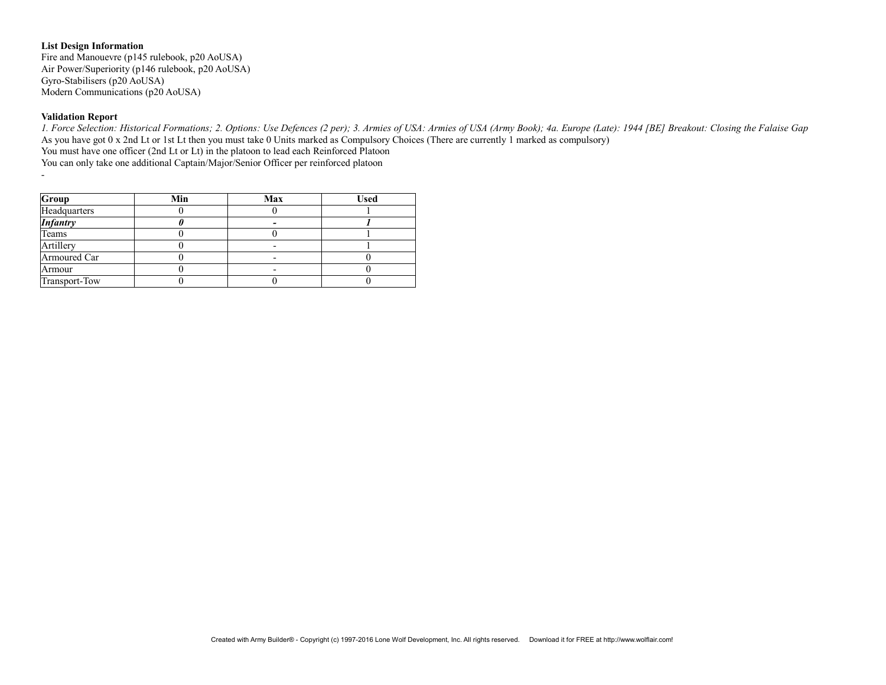**List Design Information**
Fire and Manouevre (p145 rulebook, p20 AoUSA)
Air Power/Superiority (p146 rulebook, p20 AoUSA)
Gyro-Stabilisers (p20 AoUSA)
Modern Communications (p20 AoUSA)

**Validation Report**
*1. Force Selection: Historical Formations; 2. Options: Use Defences (2 per); 3. Armies of USA: Armies of USA (Army Book); 4a. Europe (Late): 1944 [BE] Breakout: Closing the Falaise Gap*
As you have got 0 x 2nd Lt or 1st Lt then you must take 0 Units marked as Compulsory Choices (There are currently 1 marked as compulsory)
You must have one officer (2nd Lt or Lt) in the platoon to lead each Reinforced Platoon
You can only take one additional Captain/Major/Senior Officer per reinforced platoon
-

| Group | Min | Max | Used |
|---|---|---|---|
| Headquarters | 0 | 0 | 1 |
| ***Infantry*** | ***0*** | ***-*** | ***1*** |
| Teams | 0 | 0 | 1 |
| Artillery | 0 | - | 1 |
| Armoured Car | 0 | - | 0 |
| Armour | 0 | - | 0 |
| Transport-Tow | 0 | 0 | 0 |